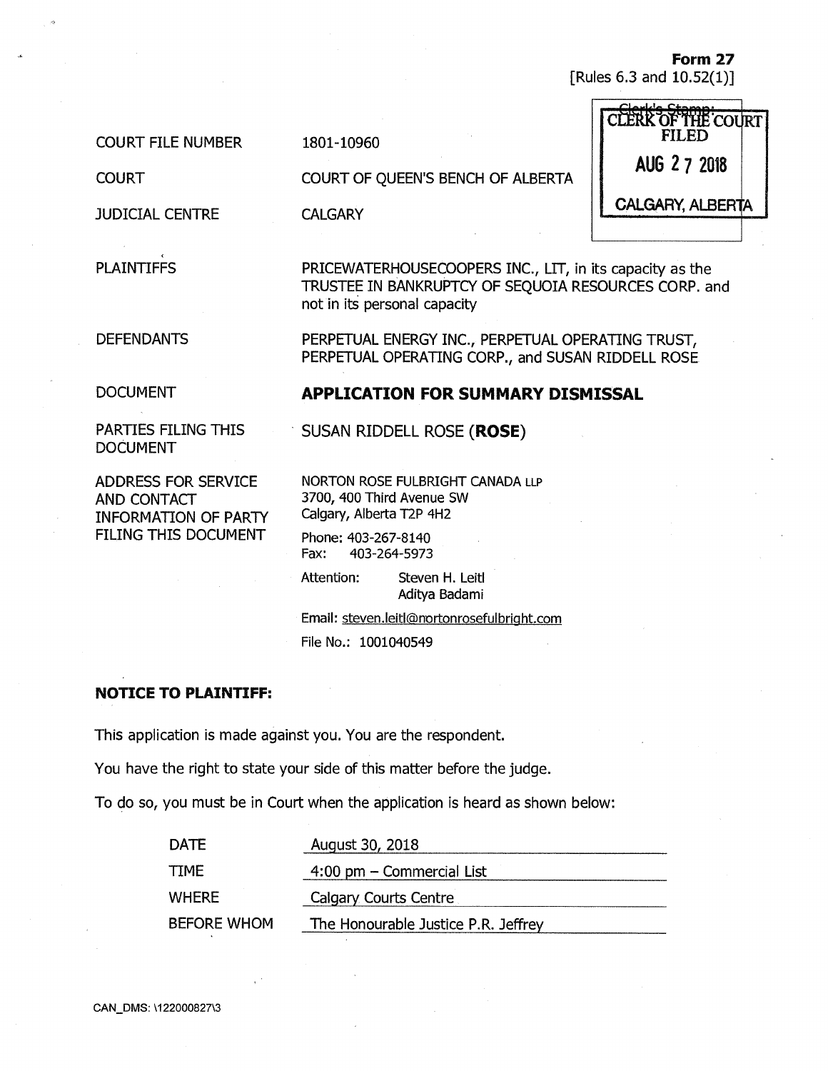**Form 27**
[Rules 6.3 and 10.52(1)]

Clerk's Stamp:
CLERK OF THE COURT
FILED
AUG 27 2018
CALGARY, ALBERTA

| | |
|---|---|
| COURT FILE NUMBER | 1801-10960 |
| COURT | COURT OF QUEEN'S BENCH OF ALBERTA |
| JUDICIAL CENTRE | CALGARY |
| PLAINTIFFS | PRICEWATERHOUSECOOPERS INC., LIT, in its capacity as the TRUSTEE IN BANKRUPTCY OF SEQUOIA RESOURCES CORP. and not in its personal capacity |
| DEFENDANTS | PERPETUAL ENERGY INC., PERPETUAL OPERATING TRUST, PERPETUAL OPERATING CORP., and SUSAN RIDDELL ROSE |
| DOCUMENT | **APPLICATION FOR SUMMARY DISMISSAL** |
| PARTIES FILING THIS DOCUMENT | SUSAN RIDDELL ROSE (**ROSE**) |
| ADDRESS FOR SERVICE AND CONTACT INFORMATION OF PARTY FILING THIS DOCUMENT | NORTON ROSE FULBRIGHT CANADA LLP<br>3700, 400 Third Avenue SW<br>Calgary, Alberta T2P 4H2<br><br>Phone: 403-267-8140<br>Fax: 403-264-5973<br><br>Attention: Steven H. Leitl<br>Aditya Badami<br><br>Email: steven.leitl@nortonrosefulbright.com<br><br>File No.: 1001040549 |

**NOTICE TO PLAINTIFF:**

This application is made against you. You are the respondent.

You have the right to state your side of this matter before the judge.

To do so, you must be in Court when the application is heard as shown below:

| | |
|---|---|
| DATE | August 30, 2018 |
| TIME | 4:00 pm – Commercial List |
| WHERE | Calgary Courts Centre |
| BEFORE WHOM | The Honourable Justice P.R. Jeffrey |

CAN_DMS: \122000827\3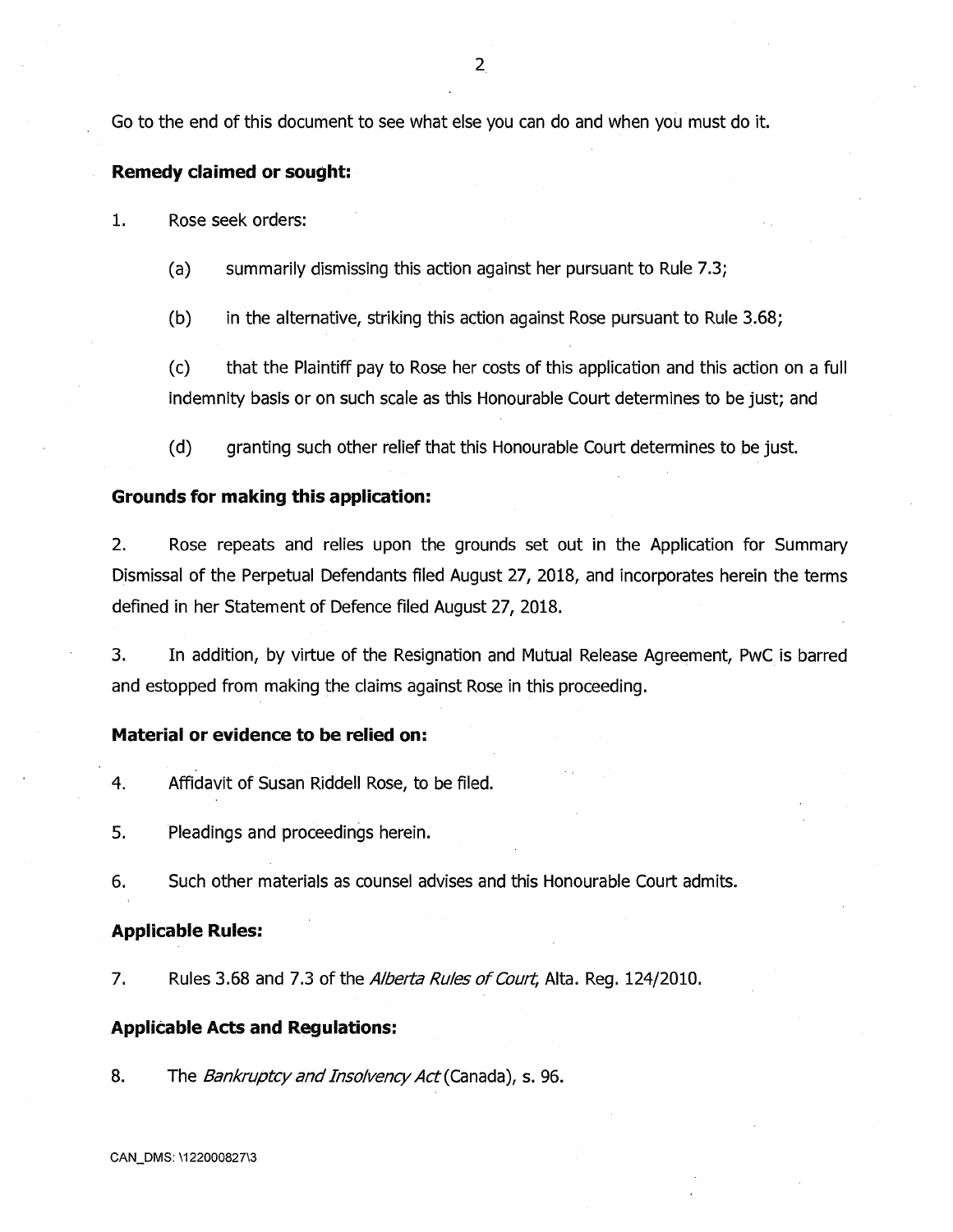Go to the end of this document to see what else you can do and when you must do it.

**Remedy claimed or sought:**

1. Rose seek orders:

   (a) summarily dismissing this action against her pursuant to Rule 7.3;

   (b) in the alternative, striking this action against Rose pursuant to Rule 3.68;

   (c) that the Plaintiff pay to Rose her costs of this application and this action on a full indemnity basis or on such scale as this Honourable Court determines to be just; and

   (d) granting such other relief that this Honourable Court determines to be just.

**Grounds for making this application:**

2. Rose repeats and relies upon the grounds set out in the Application for Summary Dismissal of the Perpetual Defendants filed August 27, 2018, and incorporates herein the terms defined in her Statement of Defence filed August 27, 2018.

3. In addition, by virtue of the Resignation and Mutual Release Agreement, PwC is barred and estopped from making the claims against Rose in this proceeding.

**Material or evidence to be relied on:**

4. Affidavit of Susan Riddell Rose, to be filed.

5. Pleadings and proceedings herein.

6. Such other materials as counsel advises and this Honourable Court admits.

**Applicable Rules:**

7. Rules 3.68 and 7.3 of the *Alberta Rules of Court*, Alta. Reg. 124/2010.

**Applicable Acts and Regulations:**

8. The *Bankruptcy and Insolvency Act* (Canada), s. 96.

CAN_DMS: \122000827\3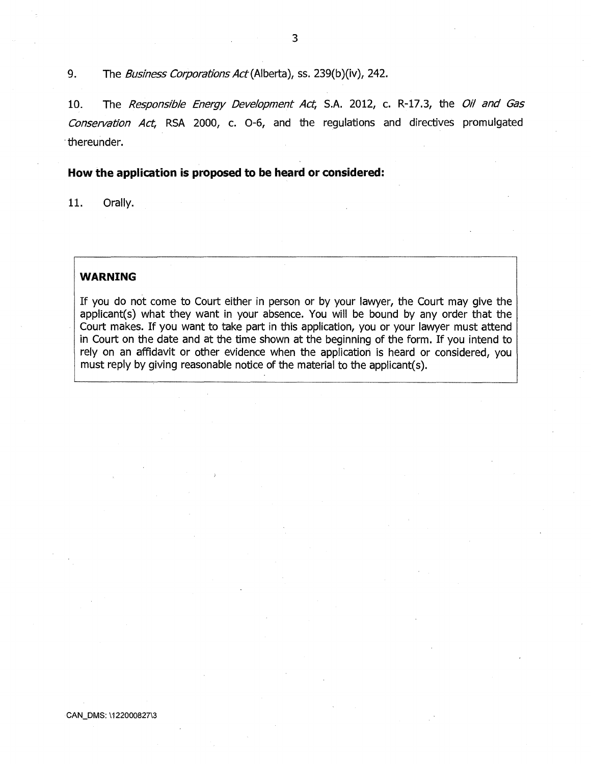9. The *Business Corporations Act* (Alberta), ss. 239(b)(iv), 242.

10. The *Responsible Energy Development Act*, S.A. 2012, c. R-17.3, the *Oil and Gas Conservation Act*, RSA 2000, c. O-6, and the regulations and directives promulgated thereunder.

**How the application is proposed to be heard or considered:**

11. Orally.

**WARNING**

If you do not come to Court either in person or by your lawyer, the Court may give the applicant(s) what they want in your absence. You will be bound by any order that the Court makes. If you want to take part in this application, you or your lawyer must attend in Court on the date and at the time shown at the beginning of the form. If you intend to rely on an affidavit or other evidence when the application is heard or considered, you must reply by giving reasonable notice of the material to the applicant(s).

CAN_DMS: \122000827\3